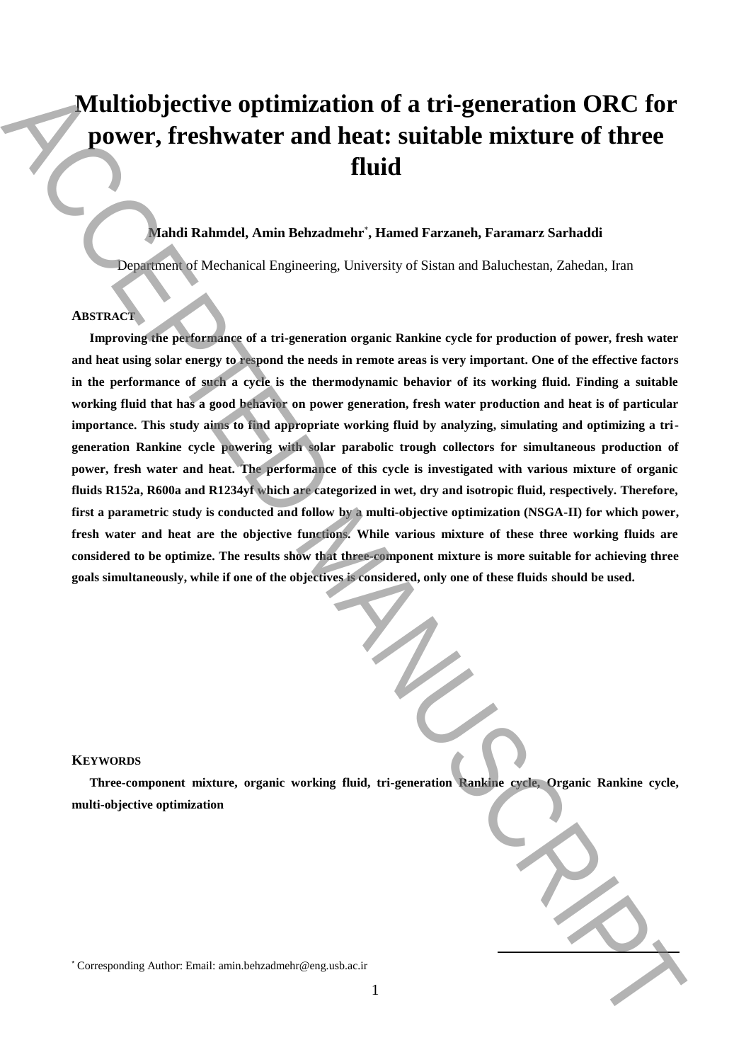# Multiobjective optimization of a tri-generation ORC for power, freshwater and heat: suitable mixture of three fluid

**Mahdi Rahmdel, Amin Behzadmehr[*], Hamed Farzaneh, Faramarz Sarhaddi**

Department of Mechanical Engineering, University of Sistan and Baluchestan, Zahedan, Iran

## ABSTRACT

**Improving the performance of a tri-generation organic Rankine cycle for production of power, fresh water and heat using solar energy to respond the needs in remote areas is very important. One of the effective factors in the performance of such a cycle is the thermodynamic behavior of its working fluid. Finding a suitable working fluid that has a good behavior on power generation, fresh water production and heat is of particular importance. This study aims to find appropriate working fluid by analyzing, simulating and optimizing a tri-generation Rankine cycle powering with solar parabolic trough collectors for simultaneous production of power, fresh water and heat. The performance of this cycle is investigated with various mixture of organic fluids R152a, R600a and R1234yf which are categorized in wet, dry and isotropic fluid, respectively. Therefore, first a parametric study is conducted and follow by a multi-objective optimization (NSGA-II) for which power, fresh water and heat are the objective functions. While various mixture of these three working fluids are considered to be optimize. The results show that three-component mixture is more suitable for achieving three goals simultaneously, while if one of the objectives is considered, only one of these fluids should be used.**

## KEYWORDS

**Three-component mixture, organic working fluid, tri-generation Rankine cycle, Organic Rankine cycle, multi-objective optimization**

[*] Corresponding Author: Email: amin.behzadmehr@eng.usb.ac.ir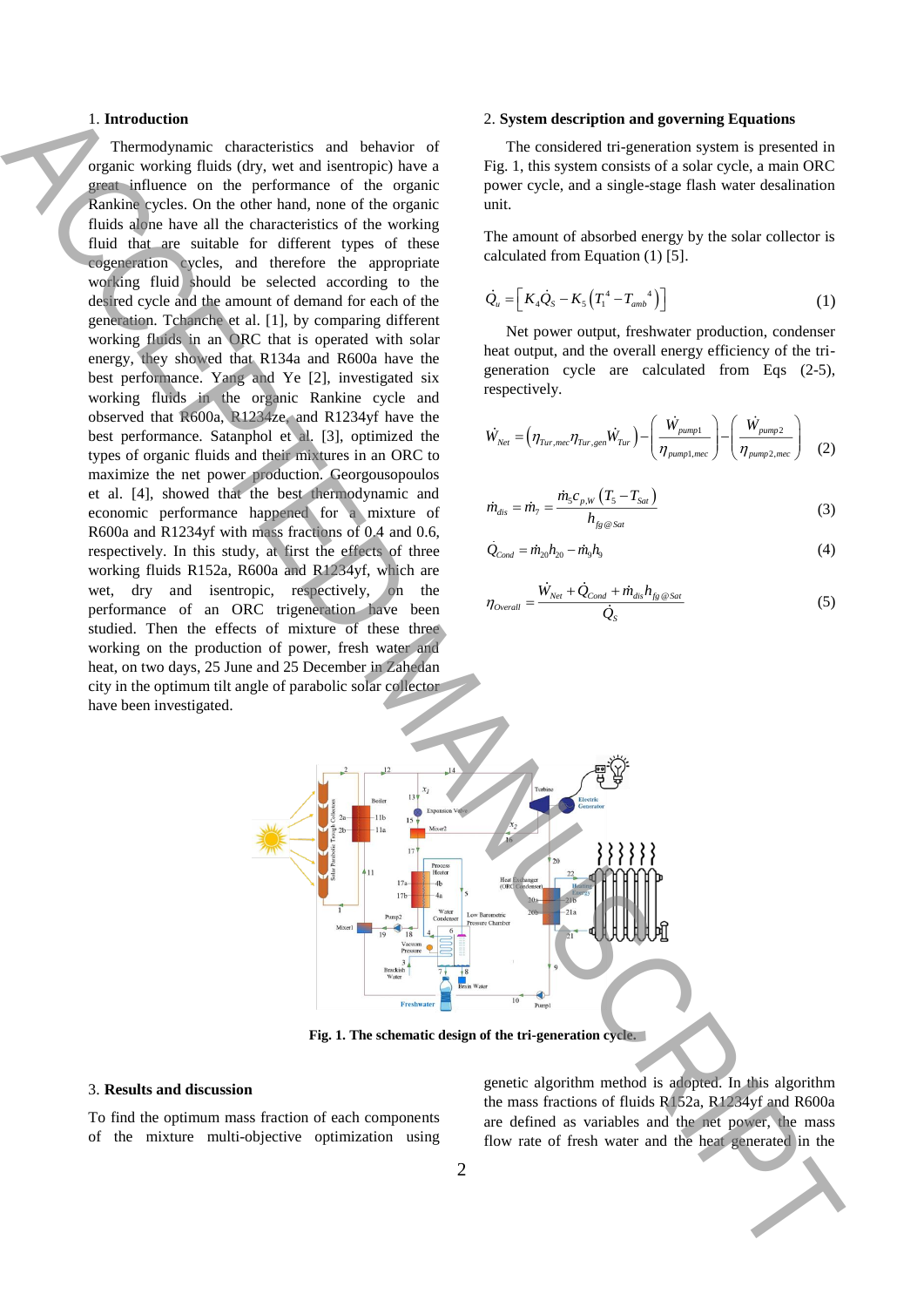## 1. Introduction

Thermodynamic characteristics and behavior of organic working fluids (dry, wet and isentropic) have a great influence on the performance of the organic Rankine cycles. On the other hand, none of the organic fluids alone have all the characteristics of the working fluid that are suitable for different types of these cogeneration cycles, and therefore the appropriate working fluid should be selected according to the desired cycle and the amount of demand for each of the generation. Tchanche et al. [1], by comparing different working fluids in an ORC that is operated with solar energy, they showed that R134a and R600a have the best performance. Yang and Ye [2], investigated six working fluids in the organic Rankine cycle and observed that R600a, R1234ze, and R1234yf have the best performance. Satanphol et al. [3], optimized the types of organic fluids and their mixtures in an ORC to maximize the net power production. Georgousopoulos et al. [4], showed that the best thermodynamic and economic performance happened for a mixture of R600a and R1234yf with mass fractions of 0.4 and 0.6, respectively. In this study, at first the effects of three working fluids R152a, R600a and R1234yf, which are wet, dry and isentropic, respectively, on the performance of an ORC trigeneration have been studied. Then the effects of mixture of these three working on the production of power, fresh water and heat, on two days, 25 June and 25 December in Zahedan city in the optimum tilt angle of parabolic solar collector have been investigated.

## 2. System description and governing Equations

The considered tri-generation system is presented in Fig. 1, this system consists of a solar cycle, a main ORC power cycle, and a single-stage flash water desalination unit.

The amount of absorbed energy by the solar collector is calculated from Equation (1) [5].

$$\dot{Q}_u = \left[ K_4 \dot{Q}_S - K_5 \left( T_1^{\,4} - T_{amb}^{\,4} \right) \right] \tag{1}$$

Net power output, freshwater production, condenser heat output, and the overall energy efficiency of the tri-generation cycle are calculated from Eqs (2-5), respectively.

$$\dot{W}_{Net} = \left( \eta_{Tur,mec} \eta_{Tur,gen} \dot{W}_{Tur} \right) - \left( \frac{\dot{W}_{pump1}}{\eta_{pump1,mec}} \right) - \left( \frac{\dot{W}_{pump2}}{\eta_{pump2,mec}} \right) \tag{2}$$

$$\dot{m}_{dis} = \dot{m}_7 = \frac{\dot{m}_5 c_{p,W} \left( T_5 - T_{Sat} \right)}{h_{fg@Sat}} \tag{3}$$

$$\dot{Q}_{Cond} = \dot{m}_{20} h_{20} - \dot{m}_9 h_9 \tag{4}$$

$$\eta_{Overall} = \frac{\dot{W}_{Net} + \dot{Q}_{Cond} + \dot{m}_{dis} h_{fg@Sat}}{\dot{Q}_S} \tag{5}$$

**Fig. 1. The schematic design of the tri-generation cycle.**

## 3. Results and discussion

To find the optimum mass fraction of each components of the mixture multi-objective optimization using genetic algorithm method is adopted. In this algorithm the mass fractions of fluids R152a, R1234yf and R600a are defined as variables and the net power, the mass flow rate of fresh water and the heat generated in the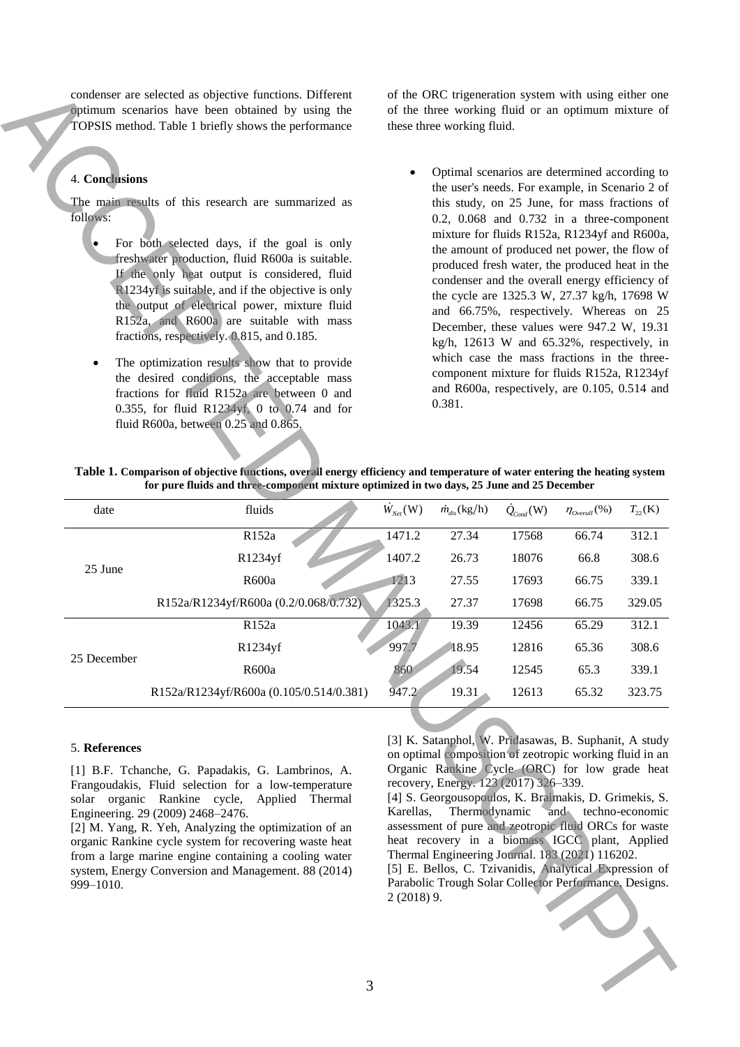condenser are selected as objective functions. Different optimum scenarios have been obtained by using the TOPSIS method. Table 1 briefly shows the performance of the ORC trigeneration system with using either one of the three working fluid or an optimum mixture of these three working fluid.

## 4. Conclusions

The main results of this research are summarized as follows:

- For both selected days, if the goal is only freshwater production, fluid R600a is suitable. If the only heat output is considered, fluid R1234yf is suitable, and if the objective is only the output of electrical power, mixture fluid R152a, and R600a are suitable with mass fractions, respectively. 0.815, and 0.185.
- The optimization results show that to provide the desired conditions, the acceptable mass fractions for fluid R152a are between 0 and 0.355, for fluid R1234yf, 0 to 0.74 and for fluid R600a, between 0.25 and 0.865.
- Optimal scenarios are determined according to the user's needs. For example, in Scenario 2 of this study, on 25 June, for mass fractions of 0.2, 0.068 and 0.732 in a three-component mixture for fluids R152a, R1234yf and R600a, the amount of produced net power, the flow of produced fresh water, the produced heat in the condenser and the overall energy efficiency of the cycle are 1325.3 W, 27.37 kg/h, 17698 W and 66.75%, respectively. Whereas on 25 December, these values were 947.2 W, 19.31 kg/h, 12613 W and 65.32%, respectively, in which case the mass fractions in the three-component mixture for fluids R152a, R1234yf and R600a, respectively, are 0.105, 0.514 and 0.381.

**Table 1. Comparison of objective functions, overall energy efficiency and temperature of water entering the heating system for pure fluids and three-component mixture optimized in two days, 25 June and 25 December**

| date | fluids | $\dot{W}_{Net}$(W) | $\dot{m}_{dis}$(kg/h) | $\dot{Q}_{Cond}$(W) | $\eta_{Overall}$(%) | $T_{22}$(K) |
|---|---|---|---|---|---|---|
| 25 June | R152a | 1471.2 | 27.34 | 17568 | 66.74 | 312.1 |
| | R1234yf | 1407.2 | 26.73 | 18076 | 66.8 | 308.6 |
| | R600a | 1213 | 27.55 | 17693 | 66.75 | 339.1 |
| | R152a/R1234yf/R600a (0.2/0.068/0.732) | 1325.3 | 27.37 | 17698 | 66.75 | 329.05 |
| 25 December | R152a | 1043.1 | 19.39 | 12456 | 65.29 | 312.1 |
| | R1234yf | 997.7 | 18.95 | 12816 | 65.36 | 308.6 |
| | R600a | 860 | 19.54 | 12545 | 65.3 | 339.1 |
| | R152a/R1234yf/R600a (0.105/0.514/0.381) | 947.2 | 19.31 | 12613 | 65.32 | 323.75 |

## 5. References

[1] B.F. Tchanche, G. Papadakis, G. Lambrinos, A. Frangoudakis, Fluid selection for a low-temperature solar organic Rankine cycle, Applied Thermal Engineering. 29 (2009) 2468–2476.

[2] M. Yang, R. Yeh, Analyzing the optimization of an organic Rankine cycle system for recovering waste heat from a large marine engine containing a cooling water system, Energy Conversion and Management. 88 (2014) 999–1010.

[3] K. Satanphol, W. Pridasawas, B. Suphanit, A study on optimal composition of zeotropic working fluid in an Organic Rankine Cycle (ORC) for low grade heat recovery, Energy. 123 (2017) 326–339.

[4] S. Georgousopoulos, K. Braimakis, D. Grimekis, S. Karellas, Thermodynamic and techno-economic assessment of pure and zeotropic fluid ORCs for waste heat recovery in a biomass IGCC plant, Applied Thermal Engineering Journal. 183 (2021) 116202.

[5] E. Bellos, C. Tzivanidis, Analytical Expression of Parabolic Trough Solar Collector Performance, Designs. 2 (2018) 9.